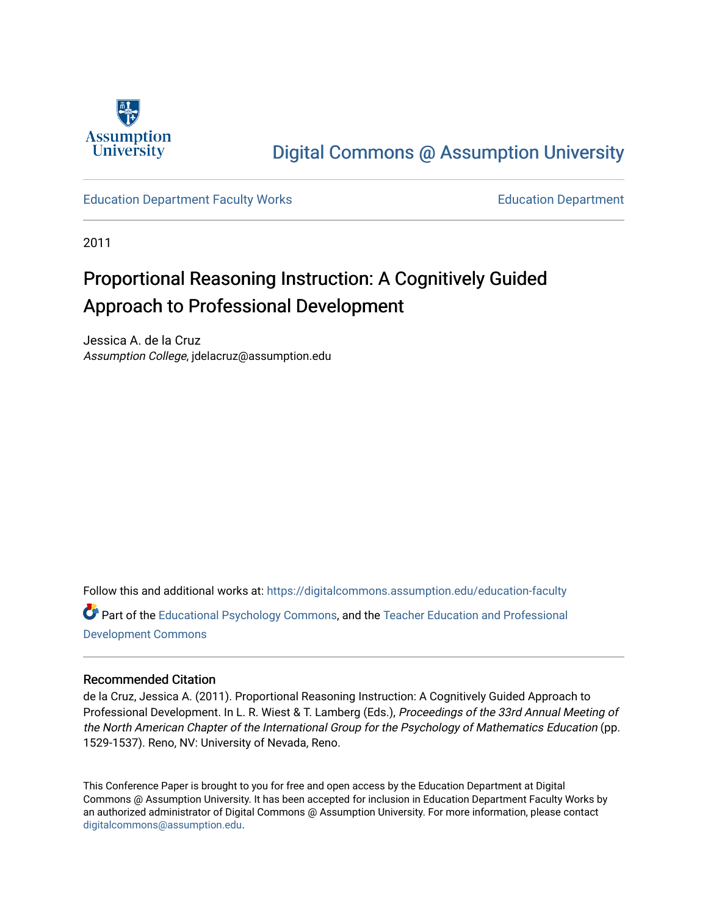Assumption University

# Digital Commons @ Assumption University

Education Department Faculty Works | Education Department

2011

# Proportional Reasoning Instruction: A Cognitively Guided Approach to Professional Development

Jessica A. de la Cruz
*Assumption College*, jdelacruz@assumption.edu

Follow this and additional works at: https://digitalcommons.assumption.edu/education-faculty

Part of the Educational Psychology Commons, and the Teacher Education and Professional Development Commons

## Recommended Citation

de la Cruz, Jessica A. (2011). Proportional Reasoning Instruction: A Cognitively Guided Approach to Professional Development. In L. R. Wiest & T. Lamberg (Eds.), *Proceedings of the 33rd Annual Meeting of the North American Chapter of the International Group for the Psychology of Mathematics Education* (pp. 1529-1537). Reno, NV: University of Nevada, Reno.

This Conference Paper is brought to you for free and open access by the Education Department at Digital Commons @ Assumption University. It has been accepted for inclusion in Education Department Faculty Works by an authorized administrator of Digital Commons @ Assumption University. For more information, please contact digitalcommons@assumption.edu.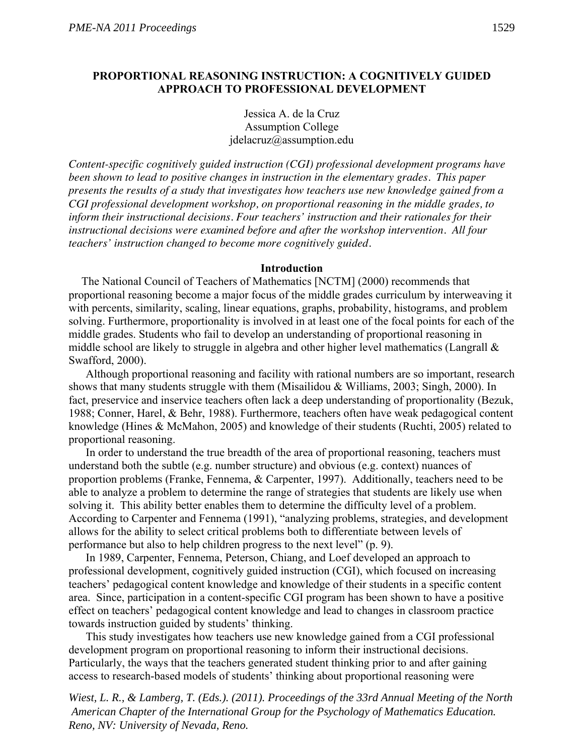# PROPORTIONAL REASONING INSTRUCTION: A COGNITIVELY GUIDED APPROACH TO PROFESSIONAL DEVELOPMENT

Jessica A. de la Cruz
Assumption College
jdelacruz@assumption.edu

*Content-specific cognitively guided instruction (CGI) professional development programs have been shown to lead to positive changes in instruction in the elementary grades. This paper presents the results of a study that investigates how teachers use new knowledge gained from a CGI professional development workshop, on proportional reasoning in the middle grades, to inform their instructional decisions. Four teachers' instruction and their rationales for their instructional decisions were examined before and after the workshop intervention. All four teachers' instruction changed to become more cognitively guided.*

## Introduction

The National Council of Teachers of Mathematics [NCTM] (2000) recommends that proportional reasoning become a major focus of the middle grades curriculum by interweaving it with percents, similarity, scaling, linear equations, graphs, probability, histograms, and problem solving. Furthermore, proportionality is involved in at least one of the focal points for each of the middle grades. Students who fail to develop an understanding of proportional reasoning in middle school are likely to struggle in algebra and other higher level mathematics (Langrall & Swafford, 2000).

Although proportional reasoning and facility with rational numbers are so important, research shows that many students struggle with them (Misailidou & Williams, 2003; Singh, 2000). In fact, preservice and inservice teachers often lack a deep understanding of proportionality (Bezuk, 1988; Conner, Harel, & Behr, 1988). Furthermore, teachers often have weak pedagogical content knowledge (Hines & McMahon, 2005) and knowledge of their students (Ruchti, 2005) related to proportional reasoning.

In order to understand the true breadth of the area of proportional reasoning, teachers must understand both the subtle (e.g. number structure) and obvious (e.g. context) nuances of proportion problems (Franke, Fennema, & Carpenter, 1997). Additionally, teachers need to be able to analyze a problem to determine the range of strategies that students are likely use when solving it. This ability better enables them to determine the difficulty level of a problem. According to Carpenter and Fennema (1991), "analyzing problems, strategies, and development allows for the ability to select critical problems both to differentiate between levels of performance but also to help children progress to the next level" (p. 9).

In 1989, Carpenter, Fennema, Peterson, Chiang, and Loef developed an approach to professional development, cognitively guided instruction (CGI), which focused on increasing teachers' pedagogical content knowledge and knowledge of their students in a specific content area. Since, participation in a content-specific CGI program has been shown to have a positive effect on teachers' pedagogical content knowledge and lead to changes in classroom practice towards instruction guided by students' thinking.

This study investigates how teachers use new knowledge gained from a CGI professional development program on proportional reasoning to inform their instructional decisions. Particularly, the ways that the teachers generated student thinking prior to and after gaining access to research-based models of students' thinking about proportional reasoning were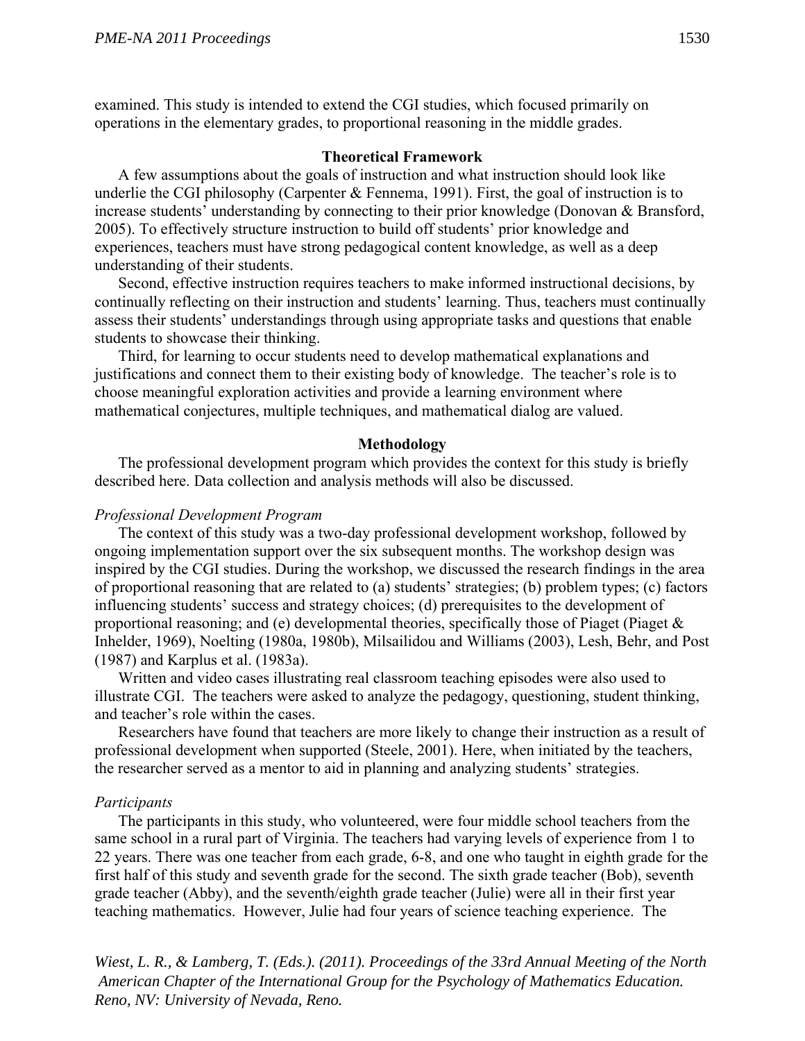examined. This study is intended to extend the CGI studies, which focused primarily on operations in the elementary grades, to proportional reasoning in the middle grades.

## Theoretical Framework

A few assumptions about the goals of instruction and what instruction should look like underlie the CGI philosophy (Carpenter & Fennema, 1991). First, the goal of instruction is to increase students' understanding by connecting to their prior knowledge (Donovan & Bransford, 2005). To effectively structure instruction to build off students' prior knowledge and experiences, teachers must have strong pedagogical content knowledge, as well as a deep understanding of their students.

Second, effective instruction requires teachers to make informed instructional decisions, by continually reflecting on their instruction and students' learning. Thus, teachers must continually assess their students' understandings through using appropriate tasks and questions that enable students to showcase their thinking.

Third, for learning to occur students need to develop mathematical explanations and justifications and connect them to their existing body of knowledge. The teacher's role is to choose meaningful exploration activities and provide a learning environment where mathematical conjectures, multiple techniques, and mathematical dialog are valued.

## Methodology

The professional development program which provides the context for this study is briefly described here. Data collection and analysis methods will also be discussed.

### *Professional Development Program*

The context of this study was a two-day professional development workshop, followed by ongoing implementation support over the six subsequent months. The workshop design was inspired by the CGI studies. During the workshop, we discussed the research findings in the area of proportional reasoning that are related to (a) students' strategies; (b) problem types; (c) factors influencing students' success and strategy choices; (d) prerequisites to the development of proportional reasoning; and (e) developmental theories, specifically those of Piaget (Piaget & Inhelder, 1969), Noelting (1980a, 1980b), Milsailidou and Williams (2003), Lesh, Behr, and Post (1987) and Karplus et al. (1983a).

Written and video cases illustrating real classroom teaching episodes were also used to illustrate CGI. The teachers were asked to analyze the pedagogy, questioning, student thinking, and teacher's role within the cases.

Researchers have found that teachers are more likely to change their instruction as a result of professional development when supported (Steele, 2001). Here, when initiated by the teachers, the researcher served as a mentor to aid in planning and analyzing students' strategies.

### *Participants*

The participants in this study, who volunteered, were four middle school teachers from the same school in a rural part of Virginia. The teachers had varying levels of experience from 1 to 22 years. There was one teacher from each grade, 6-8, and one who taught in eighth grade for the first half of this study and seventh grade for the second. The sixth grade teacher (Bob), seventh grade teacher (Abby), and the seventh/eighth grade teacher (Julie) were all in their first year teaching mathematics. However, Julie had four years of science teaching experience. The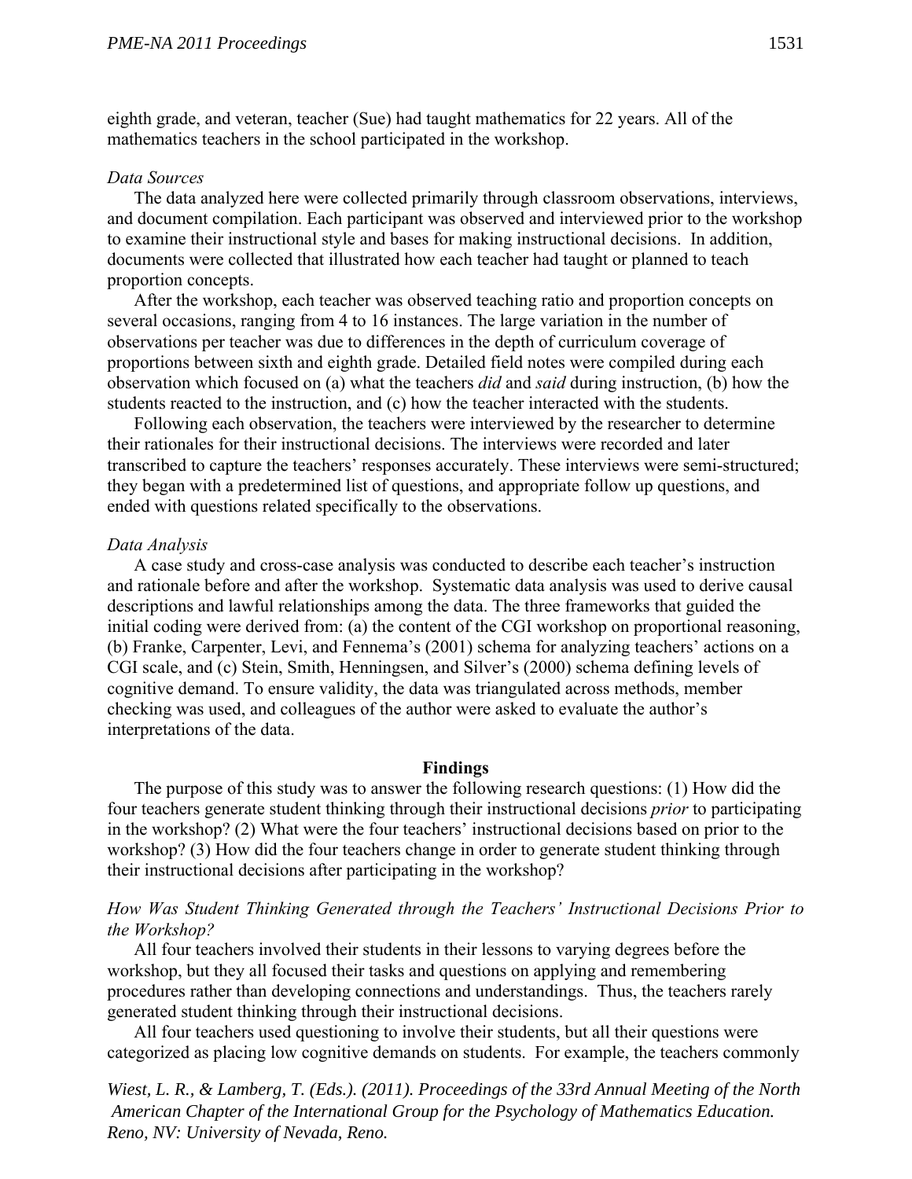eighth grade, and veteran, teacher (Sue) had taught mathematics for 22 years. All of the mathematics teachers in the school participated in the workshop.

*Data Sources*

The data analyzed here were collected primarily through classroom observations, interviews, and document compilation. Each participant was observed and interviewed prior to the workshop to examine their instructional style and bases for making instructional decisions. In addition, documents were collected that illustrated how each teacher had taught or planned to teach proportion concepts.

After the workshop, each teacher was observed teaching ratio and proportion concepts on several occasions, ranging from 4 to 16 instances. The large variation in the number of observations per teacher was due to differences in the depth of curriculum coverage of proportions between sixth and eighth grade. Detailed field notes were compiled during each observation which focused on (a) what the teachers *did* and *said* during instruction, (b) how the students reacted to the instruction, and (c) how the teacher interacted with the students.

Following each observation, the teachers were interviewed by the researcher to determine their rationales for their instructional decisions. The interviews were recorded and later transcribed to capture the teachers' responses accurately. These interviews were semi-structured; they began with a predetermined list of questions, and appropriate follow up questions, and ended with questions related specifically to the observations.

*Data Analysis*

A case study and cross-case analysis was conducted to describe each teacher's instruction and rationale before and after the workshop. Systematic data analysis was used to derive causal descriptions and lawful relationships among the data. The three frameworks that guided the initial coding were derived from: (a) the content of the CGI workshop on proportional reasoning, (b) Franke, Carpenter, Levi, and Fennema's (2001) schema for analyzing teachers' actions on a CGI scale, and (c) Stein, Smith, Henningsen, and Silver's (2000) schema defining levels of cognitive demand. To ensure validity, the data was triangulated across methods, member checking was used, and colleagues of the author were asked to evaluate the author's interpretations of the data.

## Findings

The purpose of this study was to answer the following research questions: (1) How did the four teachers generate student thinking through their instructional decisions *prior* to participating in the workshop? (2) What were the four teachers' instructional decisions based on prior to the workshop? (3) How did the four teachers change in order to generate student thinking through their instructional decisions after participating in the workshop?

*How Was Student Thinking Generated through the Teachers' Instructional Decisions Prior to the Workshop?*

All four teachers involved their students in their lessons to varying degrees before the workshop, but they all focused their tasks and questions on applying and remembering procedures rather than developing connections and understandings. Thus, the teachers rarely generated student thinking through their instructional decisions.

All four teachers used questioning to involve their students, but all their questions were categorized as placing low cognitive demands on students. For example, the teachers commonly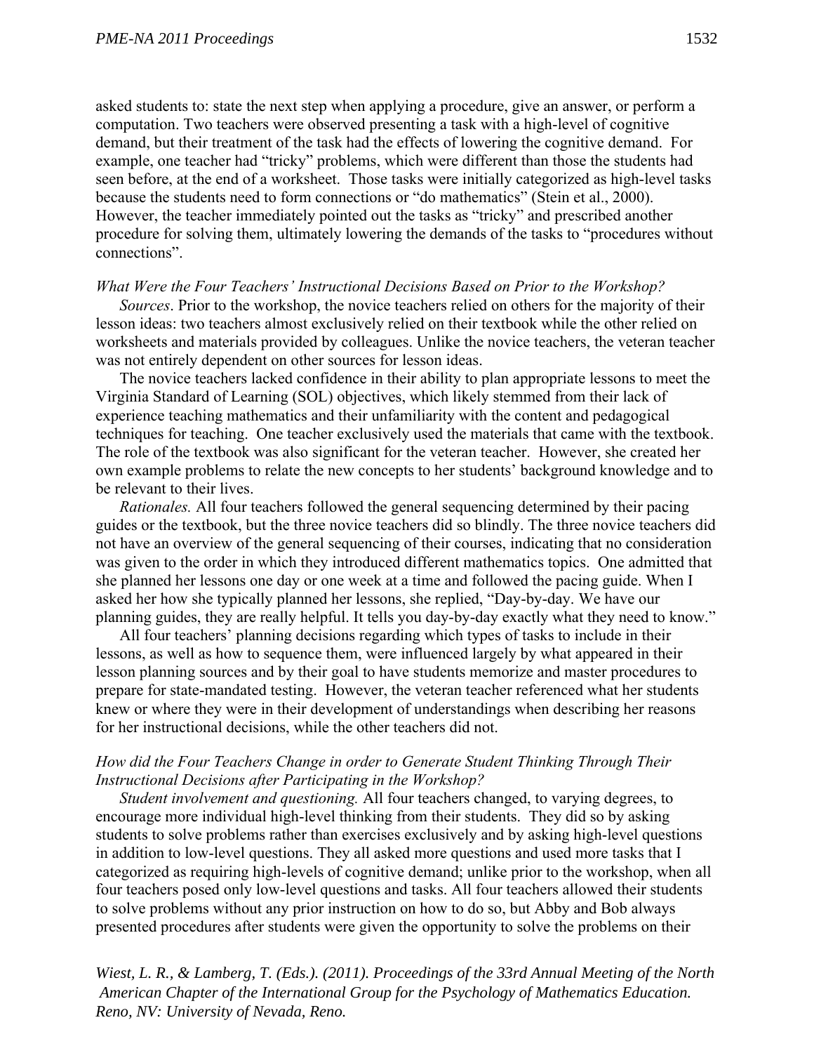asked students to: state the next step when applying a procedure, give an answer, or perform a computation. Two teachers were observed presenting a task with a high-level of cognitive demand, but their treatment of the task had the effects of lowering the cognitive demand. For example, one teacher had "tricky" problems, which were different than those the students had seen before, at the end of a worksheet. Those tasks were initially categorized as high-level tasks because the students need to form connections or "do mathematics" (Stein et al., 2000). However, the teacher immediately pointed out the tasks as "tricky" and prescribed another procedure for solving them, ultimately lowering the demands of the tasks to "procedures without connections".

*What Were the Four Teachers' Instructional Decisions Based on Prior to the Workshop?*

*Sources*. Prior to the workshop, the novice teachers relied on others for the majority of their lesson ideas: two teachers almost exclusively relied on their textbook while the other relied on worksheets and materials provided by colleagues. Unlike the novice teachers, the veteran teacher was not entirely dependent on other sources for lesson ideas.

The novice teachers lacked confidence in their ability to plan appropriate lessons to meet the Virginia Standard of Learning (SOL) objectives, which likely stemmed from their lack of experience teaching mathematics and their unfamiliarity with the content and pedagogical techniques for teaching. One teacher exclusively used the materials that came with the textbook. The role of the textbook was also significant for the veteran teacher. However, she created her own example problems to relate the new concepts to her students' background knowledge and to be relevant to their lives.

*Rationales.* All four teachers followed the general sequencing determined by their pacing guides or the textbook, but the three novice teachers did so blindly. The three novice teachers did not have an overview of the general sequencing of their courses, indicating that no consideration was given to the order in which they introduced different mathematics topics. One admitted that she planned her lessons one day or one week at a time and followed the pacing guide. When I asked her how she typically planned her lessons, she replied, "Day-by-day. We have our planning guides, they are really helpful. It tells you day-by-day exactly what they need to know."

All four teachers' planning decisions regarding which types of tasks to include in their lessons, as well as how to sequence them, were influenced largely by what appeared in their lesson planning sources and by their goal to have students memorize and master procedures to prepare for state-mandated testing. However, the veteran teacher referenced what her students knew or where they were in their development of understandings when describing her reasons for her instructional decisions, while the other teachers did not.

*How did the Four Teachers Change in order to Generate Student Thinking Through Their Instructional Decisions after Participating in the Workshop?*

*Student involvement and questioning.* All four teachers changed, to varying degrees, to encourage more individual high-level thinking from their students. They did so by asking students to solve problems rather than exercises exclusively and by asking high-level questions in addition to low-level questions. They all asked more questions and used more tasks that I categorized as requiring high-levels of cognitive demand; unlike prior to the workshop, when all four teachers posed only low-level questions and tasks. All four teachers allowed their students to solve problems without any prior instruction on how to do so, but Abby and Bob always presented procedures after students were given the opportunity to solve the problems on their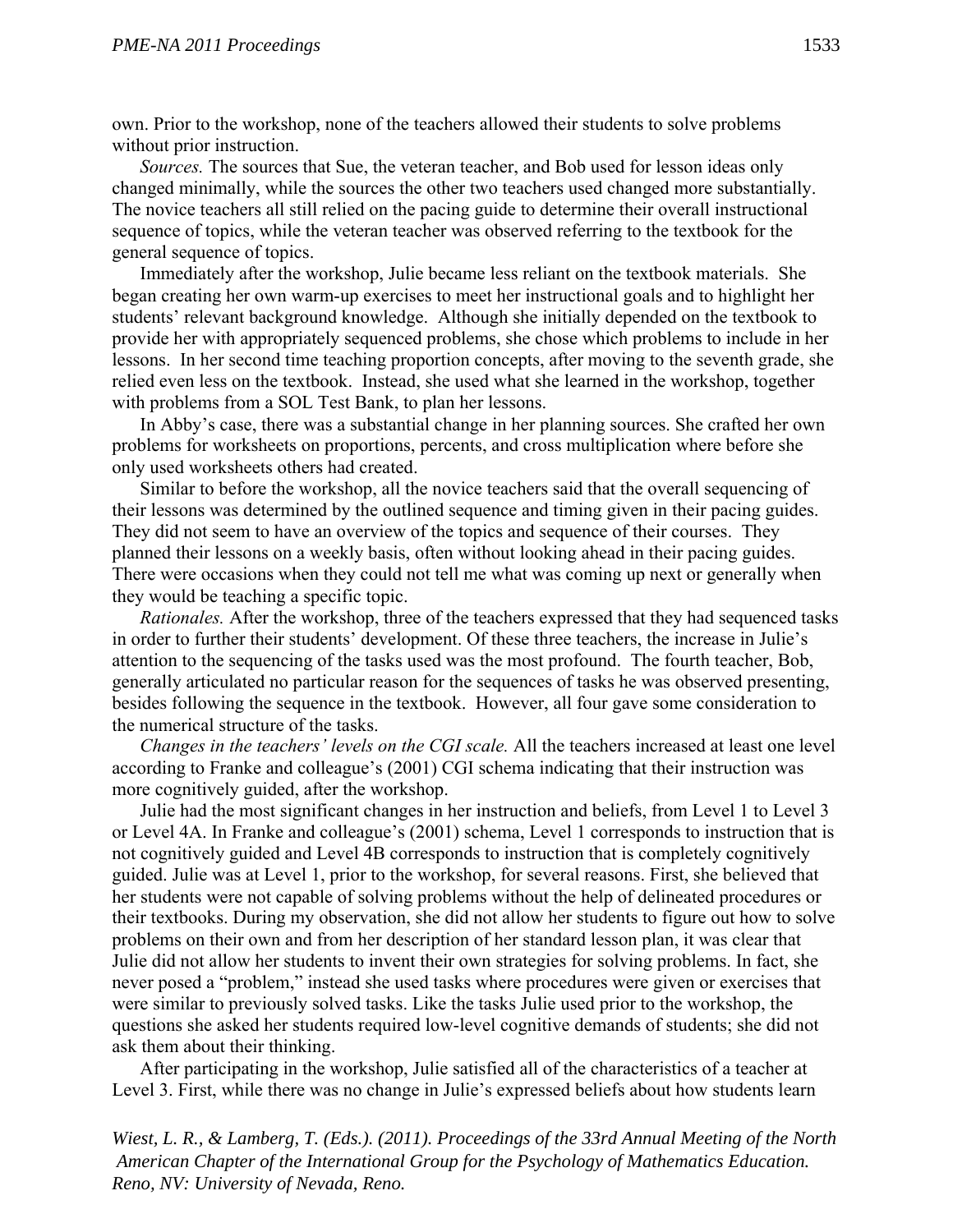own. Prior to the workshop, none of the teachers allowed their students to solve problems without prior instruction.

*Sources.* The sources that Sue, the veteran teacher, and Bob used for lesson ideas only changed minimally, while the sources the other two teachers used changed more substantially. The novice teachers all still relied on the pacing guide to determine their overall instructional sequence of topics, while the veteran teacher was observed referring to the textbook for the general sequence of topics.

Immediately after the workshop, Julie became less reliant on the textbook materials. She began creating her own warm-up exercises to meet her instructional goals and to highlight her students' relevant background knowledge. Although she initially depended on the textbook to provide her with appropriately sequenced problems, she chose which problems to include in her lessons. In her second time teaching proportion concepts, after moving to the seventh grade, she relied even less on the textbook. Instead, she used what she learned in the workshop, together with problems from a SOL Test Bank, to plan her lessons.

In Abby's case, there was a substantial change in her planning sources. She crafted her own problems for worksheets on proportions, percents, and cross multiplication where before she only used worksheets others had created.

Similar to before the workshop, all the novice teachers said that the overall sequencing of their lessons was determined by the outlined sequence and timing given in their pacing guides. They did not seem to have an overview of the topics and sequence of their courses. They planned their lessons on a weekly basis, often without looking ahead in their pacing guides. There were occasions when they could not tell me what was coming up next or generally when they would be teaching a specific topic.

*Rationales.* After the workshop, three of the teachers expressed that they had sequenced tasks in order to further their students' development. Of these three teachers, the increase in Julie's attention to the sequencing of the tasks used was the most profound. The fourth teacher, Bob, generally articulated no particular reason for the sequences of tasks he was observed presenting, besides following the sequence in the textbook. However, all four gave some consideration to the numerical structure of the tasks.

*Changes in the teachers' levels on the CGI scale.* All the teachers increased at least one level according to Franke and colleague's (2001) CGI schema indicating that their instruction was more cognitively guided, after the workshop.

Julie had the most significant changes in her instruction and beliefs, from Level 1 to Level 3 or Level 4A. In Franke and colleague's (2001) schema, Level 1 corresponds to instruction that is not cognitively guided and Level 4B corresponds to instruction that is completely cognitively guided. Julie was at Level 1, prior to the workshop, for several reasons. First, she believed that her students were not capable of solving problems without the help of delineated procedures or their textbooks. During my observation, she did not allow her students to figure out how to solve problems on their own and from her description of her standard lesson plan, it was clear that Julie did not allow her students to invent their own strategies for solving problems. In fact, she never posed a "problem," instead she used tasks where procedures were given or exercises that were similar to previously solved tasks. Like the tasks Julie used prior to the workshop, the questions she asked her students required low-level cognitive demands of students; she did not ask them about their thinking.

After participating in the workshop, Julie satisfied all of the characteristics of a teacher at Level 3. First, while there was no change in Julie's expressed beliefs about how students learn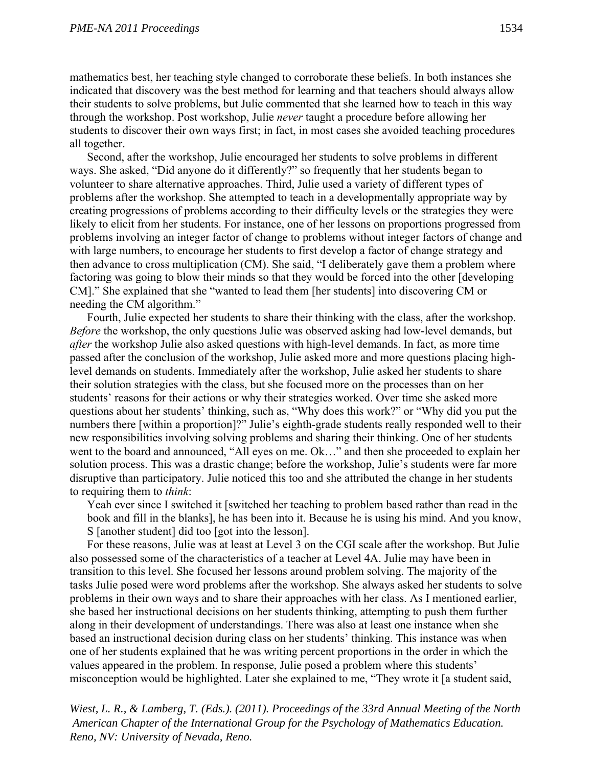mathematics best, her teaching style changed to corroborate these beliefs. In both instances she indicated that discovery was the best method for learning and that teachers should always allow their students to solve problems, but Julie commented that she learned how to teach in this way through the workshop. Post workshop, Julie *never* taught a procedure before allowing her students to discover their own ways first; in fact, in most cases she avoided teaching procedures all together.

Second, after the workshop, Julie encouraged her students to solve problems in different ways. She asked, "Did anyone do it differently?" so frequently that her students began to volunteer to share alternative approaches. Third, Julie used a variety of different types of problems after the workshop. She attempted to teach in a developmentally appropriate way by creating progressions of problems according to their difficulty levels or the strategies they were likely to elicit from her students. For instance, one of her lessons on proportions progressed from problems involving an integer factor of change to problems without integer factors of change and with large numbers, to encourage her students to first develop a factor of change strategy and then advance to cross multiplication (CM). She said, "I deliberately gave them a problem where factoring was going to blow their minds so that they would be forced into the other [developing CM]." She explained that she "wanted to lead them [her students] into discovering CM or needing the CM algorithm."

Fourth, Julie expected her students to share their thinking with the class, after the workshop. *Before* the workshop, the only questions Julie was observed asking had low-level demands, but *after* the workshop Julie also asked questions with high-level demands. In fact, as more time passed after the conclusion of the workshop, Julie asked more and more questions placing high-level demands on students. Immediately after the workshop, Julie asked her students to share their solution strategies with the class, but she focused more on the processes than on her students' reasons for their actions or why their strategies worked. Over time she asked more questions about her students' thinking, such as, "Why does this work?" or "Why did you put the numbers there [within a proportion]?" Julie's eighth-grade students really responded well to their new responsibilities involving solving problems and sharing their thinking. One of her students went to the board and announced, "All eyes on me. Ok…" and then she proceeded to explain her solution process. This was a drastic change; before the workshop, Julie's students were far more disruptive than participatory. Julie noticed this too and she attributed the change in her students to requiring them to *think*:

> Yeah ever since I switched it [switched her teaching to problem based rather than read in the book and fill in the blanks], he has been into it. Because he is using his mind. And you know, S [another student] did too [got into the lesson].

For these reasons, Julie was at least at Level 3 on the CGI scale after the workshop. But Julie also possessed some of the characteristics of a teacher at Level 4A. Julie may have been in transition to this level. She focused her lessons around problem solving. The majority of the tasks Julie posed were word problems after the workshop. She always asked her students to solve problems in their own ways and to share their approaches with her class. As I mentioned earlier, she based her instructional decisions on her students thinking, attempting to push them further along in their development of understandings. There was also at least one instance when she based an instructional decision during class on her students' thinking. This instance was when one of her students explained that he was writing percent proportions in the order in which the values appeared in the problem. In response, Julie posed a problem where this students' misconception would be highlighted. Later she explained to me, "They wrote it [a student said,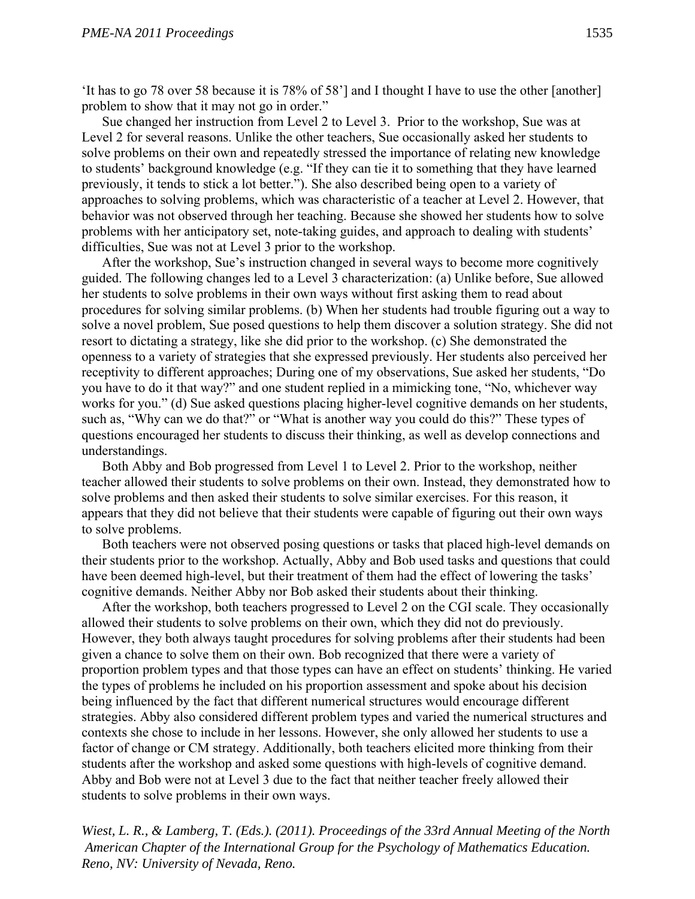'It has to go 78 over 58 because it is 78% of 58'] and I thought I have to use the other [another] problem to show that it may not go in order."

Sue changed her instruction from Level 2 to Level 3. Prior to the workshop, Sue was at Level 2 for several reasons. Unlike the other teachers, Sue occasionally asked her students to solve problems on their own and repeatedly stressed the importance of relating new knowledge to students' background knowledge (e.g. "If they can tie it to something that they have learned previously, it tends to stick a lot better."). She also described being open to a variety of approaches to solving problems, which was characteristic of a teacher at Level 2. However, that behavior was not observed through her teaching. Because she showed her students how to solve problems with her anticipatory set, note-taking guides, and approach to dealing with students' difficulties, Sue was not at Level 3 prior to the workshop.

After the workshop, Sue's instruction changed in several ways to become more cognitively guided. The following changes led to a Level 3 characterization: (a) Unlike before, Sue allowed her students to solve problems in their own ways without first asking them to read about procedures for solving similar problems. (b) When her students had trouble figuring out a way to solve a novel problem, Sue posed questions to help them discover a solution strategy. She did not resort to dictating a strategy, like she did prior to the workshop. (c) She demonstrated the openness to a variety of strategies that she expressed previously. Her students also perceived her receptivity to different approaches; During one of my observations, Sue asked her students, "Do you have to do it that way?" and one student replied in a mimicking tone, "No, whichever way works for you." (d) Sue asked questions placing higher-level cognitive demands on her students, such as, "Why can we do that?" or "What is another way you could do this?" These types of questions encouraged her students to discuss their thinking, as well as develop connections and understandings.

Both Abby and Bob progressed from Level 1 to Level 2. Prior to the workshop, neither teacher allowed their students to solve problems on their own. Instead, they demonstrated how to solve problems and then asked their students to solve similar exercises. For this reason, it appears that they did not believe that their students were capable of figuring out their own ways to solve problems.

Both teachers were not observed posing questions or tasks that placed high-level demands on their students prior to the workshop. Actually, Abby and Bob used tasks and questions that could have been deemed high-level, but their treatment of them had the effect of lowering the tasks' cognitive demands. Neither Abby nor Bob asked their students about their thinking.

After the workshop, both teachers progressed to Level 2 on the CGI scale. They occasionally allowed their students to solve problems on their own, which they did not do previously. However, they both always taught procedures for solving problems after their students had been given a chance to solve them on their own. Bob recognized that there were a variety of proportion problem types and that those types can have an effect on students' thinking. He varied the types of problems he included on his proportion assessment and spoke about his decision being influenced by the fact that different numerical structures would encourage different strategies. Abby also considered different problem types and varied the numerical structures and contexts she chose to include in her lessons. However, she only allowed her students to use a factor of change or CM strategy. Additionally, both teachers elicited more thinking from their students after the workshop and asked some questions with high-levels of cognitive demand. Abby and Bob were not at Level 3 due to the fact that neither teacher freely allowed their students to solve problems in their own ways.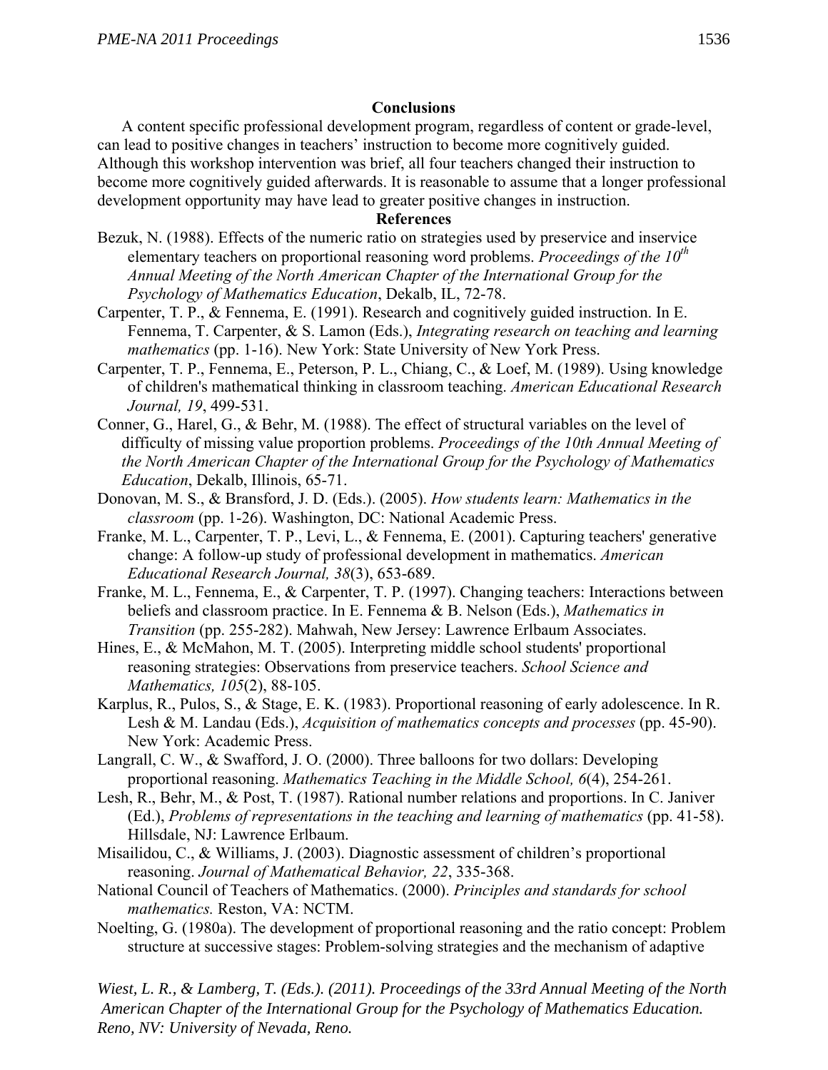## Conclusions

A content specific professional development program, regardless of content or grade-level, can lead to positive changes in teachers' instruction to become more cognitively guided. Although this workshop intervention was brief, all four teachers changed their instruction to become more cognitively guided afterwards. It is reasonable to assume that a longer professional development opportunity may have lead to greater positive changes in instruction.

## References

Bezuk, N. (1988). Effects of the numeric ratio on strategies used by preservice and inservice elementary teachers on proportional reasoning word problems. *Proceedings of the 10th Annual Meeting of the North American Chapter of the International Group for the Psychology of Mathematics Education*, Dekalb, IL, 72-78.

Carpenter, T. P., & Fennema, E. (1991). Research and cognitively guided instruction. In E. Fennema, T. Carpenter, & S. Lamon (Eds.), *Integrating research on teaching and learning mathematics* (pp. 1-16). New York: State University of New York Press.

Carpenter, T. P., Fennema, E., Peterson, P. L., Chiang, C., & Loef, M. (1989). Using knowledge of children's mathematical thinking in classroom teaching. *American Educational Research Journal, 19*, 499-531.

Conner, G., Harel, G., & Behr, M. (1988). The effect of structural variables on the level of difficulty of missing value proportion problems. *Proceedings of the 10th Annual Meeting of the North American Chapter of the International Group for the Psychology of Mathematics Education*, Dekalb, Illinois, 65-71.

Donovan, M. S., & Bransford, J. D. (Eds.). (2005). *How students learn: Mathematics in the classroom* (pp. 1-26). Washington, DC: National Academic Press.

Franke, M. L., Carpenter, T. P., Levi, L., & Fennema, E. (2001). Capturing teachers' generative change: A follow-up study of professional development in mathematics. *American Educational Research Journal, 38*(3), 653-689.

Franke, M. L., Fennema, E., & Carpenter, T. P. (1997). Changing teachers: Interactions between beliefs and classroom practice. In E. Fennema & B. Nelson (Eds.), *Mathematics in Transition* (pp. 255-282). Mahwah, New Jersey: Lawrence Erlbaum Associates.

Hines, E., & McMahon, M. T. (2005). Interpreting middle school students' proportional reasoning strategies: Observations from preservice teachers. *School Science and Mathematics, 105*(2), 88-105.

Karplus, R., Pulos, S., & Stage, E. K. (1983). Proportional reasoning of early adolescence. In R. Lesh & M. Landau (Eds.), *Acquisition of mathematics concepts and processes* (pp. 45-90). New York: Academic Press.

Langrall, C. W., & Swafford, J. O. (2000). Three balloons for two dollars: Developing proportional reasoning. *Mathematics Teaching in the Middle School, 6*(4), 254-261.

Lesh, R., Behr, M., & Post, T. (1987). Rational number relations and proportions. In C. Janiver (Ed.), *Problems of representations in the teaching and learning of mathematics* (pp. 41-58). Hillsdale, NJ: Lawrence Erlbaum.

Misailidou, C., & Williams, J. (2003). Diagnostic assessment of children's proportional reasoning. *Journal of Mathematical Behavior, 22*, 335-368.

National Council of Teachers of Mathematics. (2000). *Principles and standards for school mathematics.* Reston, VA: NCTM.

Noelting, G. (1980a). The development of proportional reasoning and the ratio concept: Problem structure at successive stages: Problem-solving strategies and the mechanism of adaptive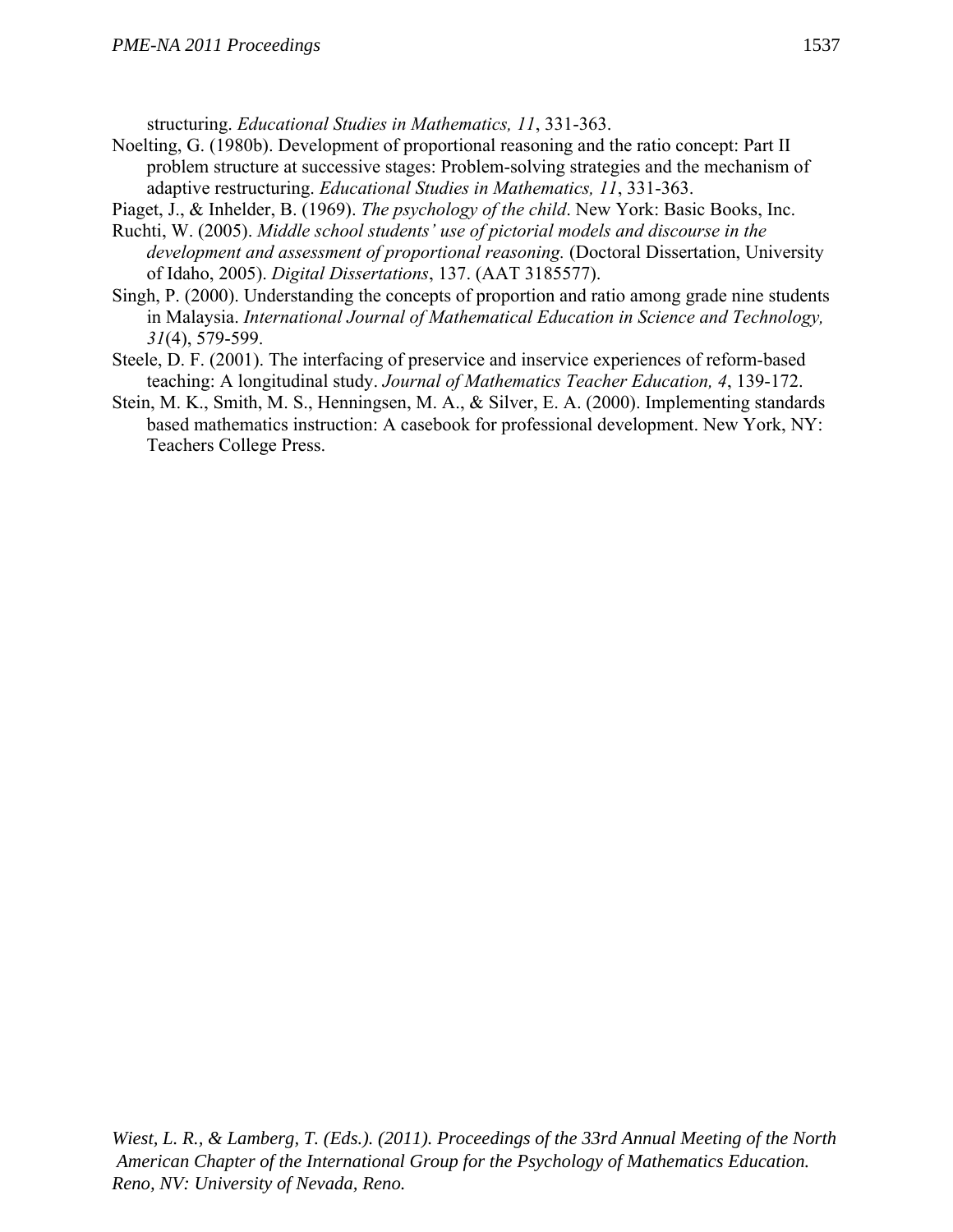structuring. *Educational Studies in Mathematics, 11*, 331-363.

Noelting, G. (1980b). Development of proportional reasoning and the ratio concept: Part II problem structure at successive stages: Problem-solving strategies and the mechanism of adaptive restructuring. *Educational Studies in Mathematics, 11*, 331-363.

Piaget, J., & Inhelder, B. (1969). *The psychology of the child*. New York: Basic Books, Inc.

Ruchti, W. (2005). *Middle school students' use of pictorial models and discourse in the development and assessment of proportional reasoning.* (Doctoral Dissertation, University of Idaho, 2005). *Digital Dissertations*, 137. (AAT 3185577).

Singh, P. (2000). Understanding the concepts of proportion and ratio among grade nine students in Malaysia. *International Journal of Mathematical Education in Science and Technology, 31*(4), 579-599.

Steele, D. F. (2001). The interfacing of preservice and inservice experiences of reform-based teaching: A longitudinal study. *Journal of Mathematics Teacher Education, 4*, 139-172.

Stein, M. K., Smith, M. S., Henningsen, M. A., & Silver, E. A. (2000). Implementing standards based mathematics instruction: A casebook for professional development. New York, NY: Teachers College Press.